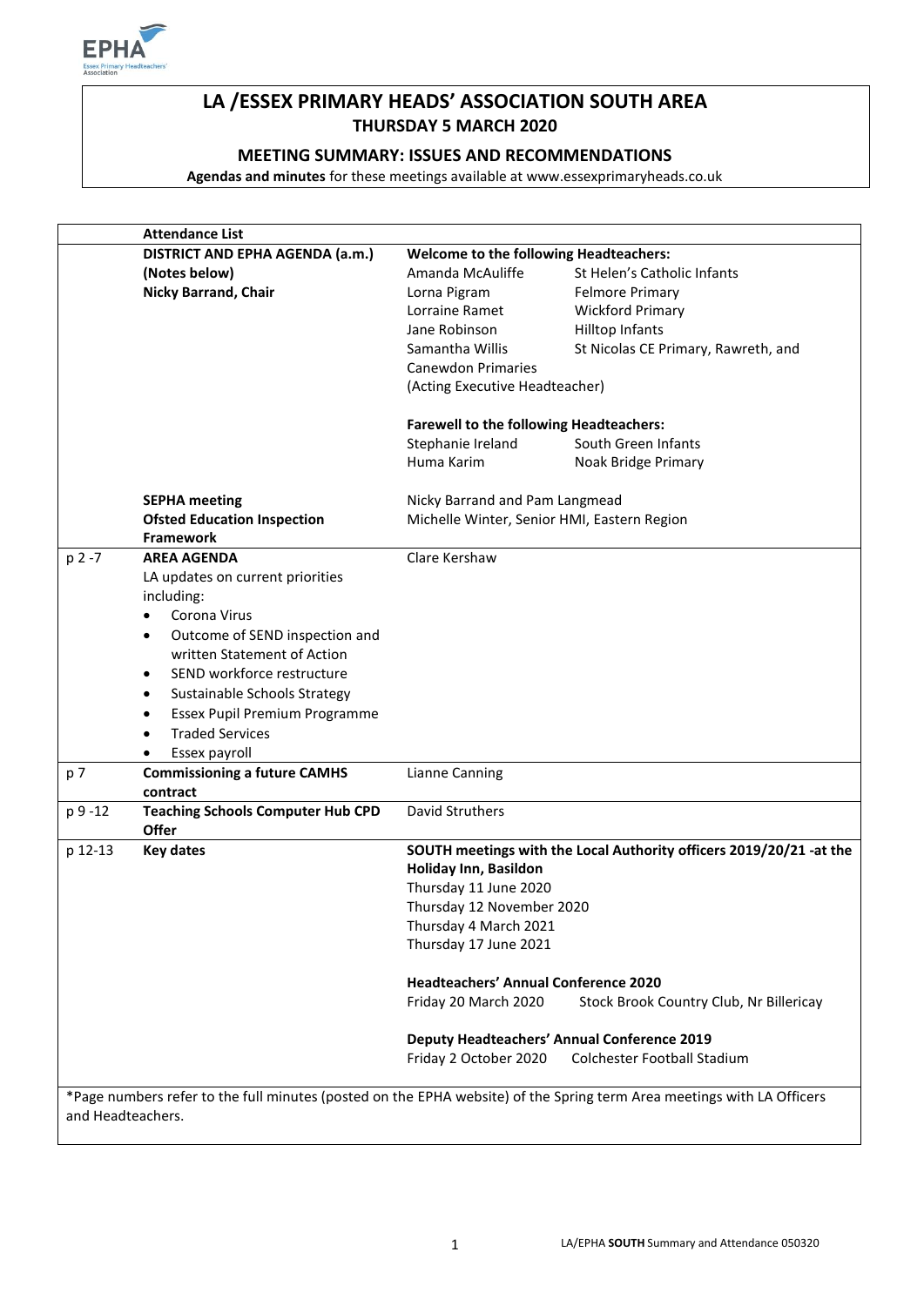# LA /ESSEX PRIMARY HEADS' ASSOCIATION SOUTH AREA

## THURSDAY 5 MARCH 2020

### MEETING SUMMARY: ISSUES AND RECOMMENDATIONS

**Agendas and minutes** for these meetings available at www.essexprimaryheads.co.uk

| | Attendance List | |
|---|---|---|
| | **DISTRICT AND EPHA AGENDA (a.m.)**<br>**(Notes below)**<br>**Nicky Barrand, Chair** | **Welcome to the following Headteachers:**<br>Amanda McAuliffe — St Helen's Catholic Infants<br>Lorna Pigram — Felmore Primary<br>Lorraine Ramet — Wickford Primary<br>Jane Robinson — Hilltop Infants<br>Samantha Willis — St Nicolas CE Primary, Rawreth, and Canewdon Primaries (Acting Executive Headteacher)<br><br>**Farewell to the following Headteachers:**<br>Stephanie Ireland — South Green Infants<br>Huma Karim — Noak Bridge Primary |
| | **SEPHA meeting** | Nicky Barrand and Pam Langmead |
| | **Ofsted Education Inspection Framework** | Michelle Winter, Senior HMI, Eastern Region |
| p 2 -7 | **AREA AGENDA**<br>LA updates on current priorities including:<br>• Corona Virus<br>• Outcome of SEND inspection and written Statement of Action<br>• SEND workforce restructure<br>• Sustainable Schools Strategy<br>• Essex Pupil Premium Programme<br>• Traded Services<br>• Essex payroll | Clare Kershaw |
| p 7 | **Commissioning a future CAMHS contract** | Lianne Canning |
| p 9 -12 | **Teaching Schools Computer Hub CPD Offer** | David Struthers |
| p 12-13 | **Key dates** | **SOUTH meetings with the Local Authority officers 2019/20/21 -at the Holiday Inn, Basildon**<br>Thursday 11 June 2020<br>Thursday 12 November 2020<br>Thursday 4 March 2021<br>Thursday 17 June 2021<br><br>**Headteachers' Annual Conference 2020**<br>Friday 20 March 2020 — Stock Brook Country Club, Nr Billericay<br><br>**Deputy Headteachers' Annual Conference 2019**<br>Friday 2 October 2020 — Colchester Football Stadium |

*Page numbers refer to the full minutes (posted on the EPHA website) of the Spring term Area meetings with LA Officers and Headteachers.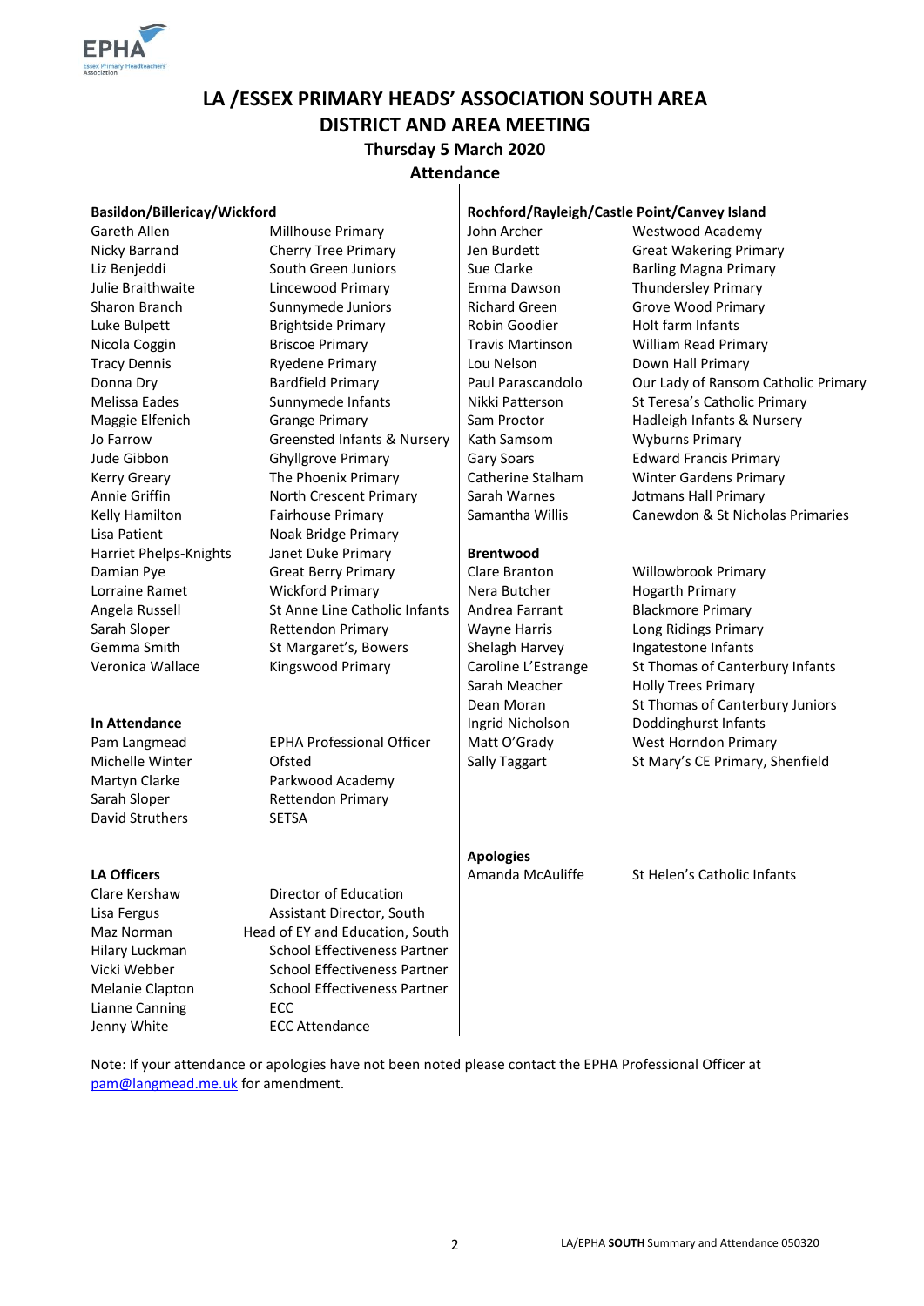# LA /ESSEX PRIMARY HEADS' ASSOCIATION SOUTH AREA
# DISTRICT AND AREA MEETING
## Thursday 5 March 2020
## Attendance

### Basildon/Billericay/Wickford

| | |
|---|---|
| Gareth Allen | Millhouse Primary |
| Nicky Barrand | Cherry Tree Primary |
| Liz Benjeddi | South Green Juniors |
| Julie Braithwaite | Lincewood Primary |
| Sharon Branch | Sunnymede Juniors |
| Luke Bulpett | Brightside Primary |
| Nicola Coggin | Briscoe Primary |
| Tracy Dennis | Ryedene Primary |
| Donna Dry | Bardfield Primary |
| Melissa Eades | Sunnymede Infants |
| Maggie Elfenich | Grange Primary |
| Jo Farrow | Greensted Infants & Nursery |
| Jude Gibbon | Ghyllgrove Primary |
| Kerry Greary | The Phoenix Primary |
| Annie Griffin | North Crescent Primary |
| Kelly Hamilton | Fairhouse Primary |
| Lisa Patient | Noak Bridge Primary |
| Harriet Phelps-Knights | Janet Duke Primary |
| Damian Pye | Great Berry Primary |
| Lorraine Ramet | Wickford Primary |
| Angela Russell | St Anne Line Catholic Infants |
| Sarah Sloper | Rettendon Primary |
| Gemma Smith | St Margaret's, Bowers |
| Veronica Wallace | Kingswood Primary |

### In Attendance

| | |
|---|---|
| Pam Langmead | EPHA Professional Officer |
| Michelle Winter | Ofsted |
| Martyn Clarke | Parkwood Academy |
| Sarah Sloper | Rettendon Primary |
| David Struthers | SETSA |

### LA Officers

| | |
|---|---|
| Clare Kershaw | Director of Education |
| Lisa Fergus | Assistant Director, South |
| Maz Norman | Head of EY and Education, South |
| Hilary Luckman | School Effectiveness Partner |
| Vicki Webber | School Effectiveness Partner |
| Melanie Clapton | School Effectiveness Partner |
| Lianne Canning | ECC |
| Jenny White | ECC Attendance |

### Rochford/Rayleigh/Castle Point/Canvey Island

| | |
|---|---|
| John Archer | Westwood Academy |
| Jen Burdett | Great Wakering Primary |
| Sue Clarke | Barling Magna Primary |
| Emma Dawson | Thundersley Primary |
| Richard Green | Grove Wood Primary |
| Robin Goodier | Holt farm Infants |
| Travis Martinson | William Read Primary |
| Lou Nelson | Down Hall Primary |
| Paul Parascandolo | Our Lady of Ransom Catholic Primary |
| Nikki Patterson | St Teresa's Catholic Primary |
| Sam Proctor | Hadleigh Infants & Nursery |
| Kath Samsom | Wyburns Primary |
| Gary Soars | Edward Francis Primary |
| Catherine Stalham | Winter Gardens Primary |
| Sarah Warnes | Jotmans Hall Primary |
| Samantha Willis | Canewdon & St Nicholas Primaries |

### Brentwood

| | |
|---|---|
| Clare Branton | Willowbrook Primary |
| Nera Butcher | Hogarth Primary |
| Andrea Farrant | Blackmore Primary |
| Wayne Harris | Long Ridings Primary |
| Shelagh Harvey | Ingatestone Infants |
| Caroline L'Estrange | St Thomas of Canterbury Infants |
| Sarah Meacher | Holly Trees Primary |
| Dean Moran | St Thomas of Canterbury Juniors |
| Ingrid Nicholson | Doddinghurst Infants |
| Matt O'Grady | West Horndon Primary |
| Sally Taggart | St Mary's CE Primary, Shenfield |

### Apologies

| | |
|---|---|
| Amanda McAuliffe | St Helen's Catholic Infants |

Note: If your attendance or apologies have not been noted please contact the EPHA Professional Officer at pam@langmead.me.uk for amendment.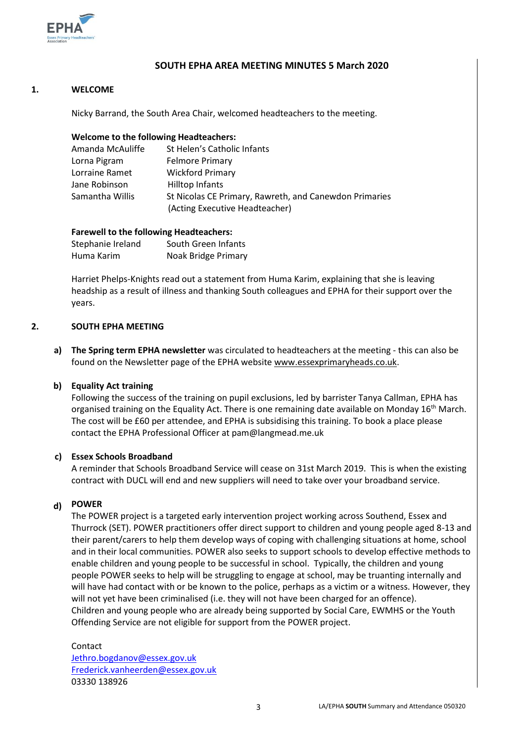## SOUTH EPHA AREA MEETING MINUTES 5 March 2020

### 1. WELCOME

Nicky Barrand, the South Area Chair, welcomed headteachers to the meeting.

**Welcome to the following Headteachers:**

| | |
|---|---|
| Amanda McAuliffe | St Helen's Catholic Infants |
| Lorna Pigram | Felmore Primary |
| Lorraine Ramet | Wickford Primary |
| Jane Robinson | Hilltop Infants |
| Samantha Willis | St Nicolas CE Primary, Rawreth, and Canewdon Primaries (Acting Executive Headteacher) |

**Farewell to the following Headteachers:**

| | |
|---|---|
| Stephanie Ireland | South Green Infants |
| Huma Karim | Noak Bridge Primary |

Harriet Phelps-Knights read out a statement from Huma Karim, explaining that she is leaving headship as a result of illness and thanking South colleagues and EPHA for their support over the years.

### 2. SOUTH EPHA MEETING

**a) The Spring term EPHA newsletter** was circulated to headteachers at the meeting - this can also be found on the Newsletter page of the EPHA website www.essexprimaryheads.co.uk.

**b) Equality Act training**

Following the success of the training on pupil exclusions, led by barrister Tanya Callman, EPHA has organised training on the Equality Act. There is one remaining date available on Monday 16th March. The cost will be £60 per attendee, and EPHA is subsidising this training. To book a place please contact the EPHA Professional Officer at pam@langmead.me.uk

**c) Essex Schools Broadband**

A reminder that Schools Broadband Service will cease on 31st March 2019. This is when the existing contract with DUCL will end and new suppliers will need to take over your broadband service.

**d) POWER**

The POWER project is a targeted early intervention project working across Southend, Essex and Thurrock (SET). POWER practitioners offer direct support to children and young people aged 8-13 and their parent/carers to help them develop ways of coping with challenging situations at home, school and in their local communities. POWER also seeks to support schools to develop effective methods to enable children and young people to be successful in school. Typically, the children and young people POWER seeks to help will be struggling to engage at school, may be truanting internally and will have had contact with or be known to the police, perhaps as a victim or a witness. However, they will not yet have been criminalised (i.e. they will not have been charged for an offence).
Children and young people who are already being supported by Social Care, EWMHS or the Youth Offending Service are not eligible for support from the POWER project.

Contact
Jethro.bogdanov@essex.gov.uk
Frederick.vanheerden@essex.gov.uk
03330 138926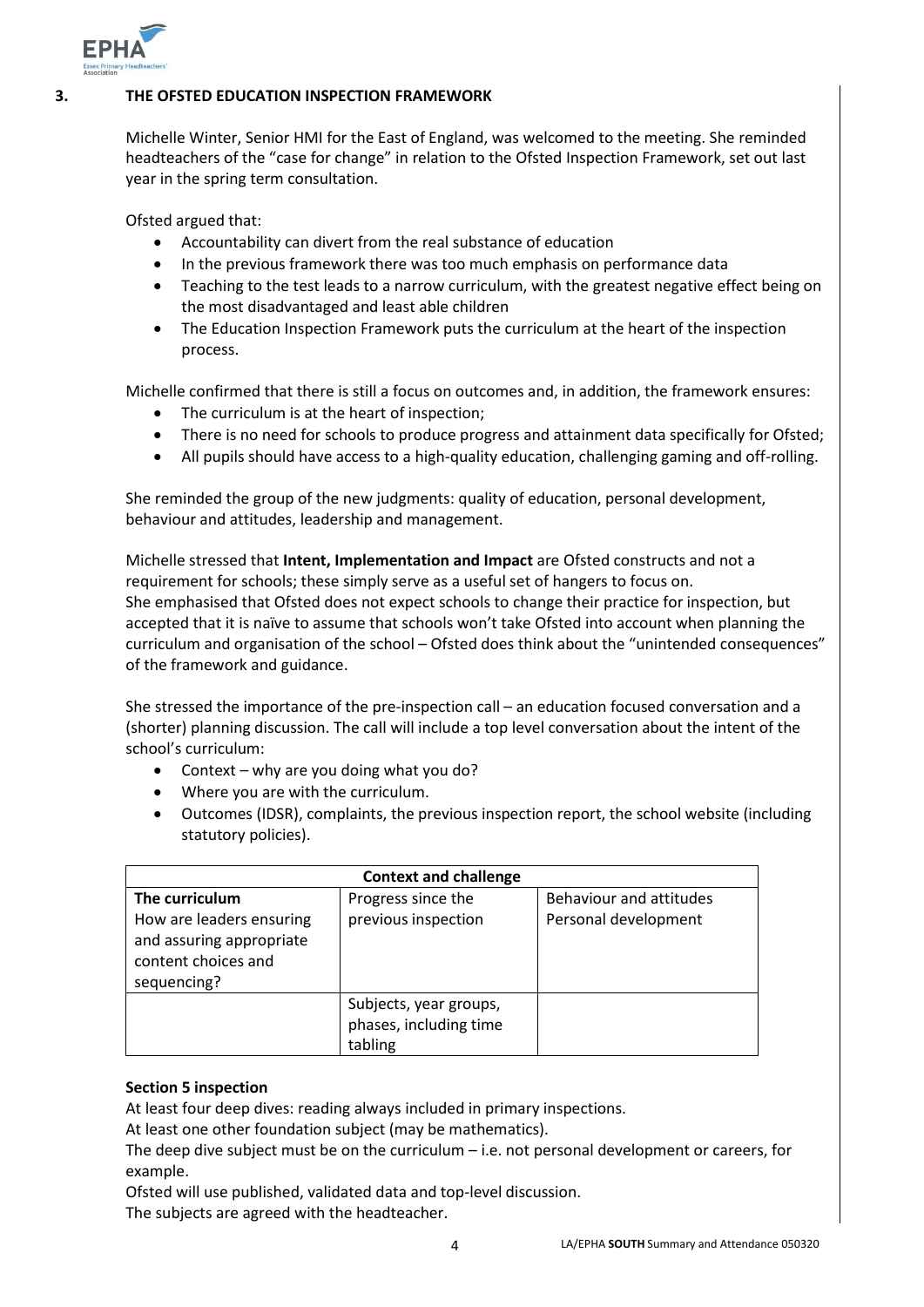## 3. THE OFSTED EDUCATION INSPECTION FRAMEWORK

Michelle Winter, Senior HMI for the East of England, was welcomed to the meeting. She reminded headteachers of the "case for change" in relation to the Ofsted Inspection Framework, set out last year in the spring term consultation.

Ofsted argued that:

- Accountability can divert from the real substance of education
- In the previous framework there was too much emphasis on performance data
- Teaching to the test leads to a narrow curriculum, with the greatest negative effect being on the most disadvantaged and least able children
- The Education Inspection Framework puts the curriculum at the heart of the inspection process.

Michelle confirmed that there is still a focus on outcomes and, in addition, the framework ensures:

- The curriculum is at the heart of inspection;
- There is no need for schools to produce progress and attainment data specifically for Ofsted;
- All pupils should have access to a high-quality education, challenging gaming and off-rolling.

She reminded the group of the new judgments: quality of education, personal development, behaviour and attitudes, leadership and management.

Michelle stressed that **Intent, Implementation and Impact** are Ofsted constructs and not a requirement for schools; these simply serve as a useful set of hangers to focus on.
She emphasised that Ofsted does not expect schools to change their practice for inspection, but accepted that it is naïve to assume that schools won't take Ofsted into account when planning the curriculum and organisation of the school – Ofsted does think about the "unintended consequences" of the framework and guidance.

She stressed the importance of the pre-inspection call – an education focused conversation and a (shorter) planning discussion. The call will include a top level conversation about the intent of the school's curriculum:

- Context – why are you doing what you do?
- Where you are with the curriculum.
- Outcomes (IDSR), complaints, the previous inspection report, the school website (including statutory policies).

| **Context and challenge** | | |
|---|---|---|
| **The curriculum**<br>How are leaders ensuring and assuring appropriate content choices and sequencing? | Progress since the previous inspection | Behaviour and attitudes<br>Personal development |
| | Subjects, year groups, phases, including time tabling | |

**Section 5 inspection**
At least four deep dives: reading always included in primary inspections.
At least one other foundation subject (may be mathematics).
The deep dive subject must be on the curriculum – i.e. not personal development or careers, for example.
Ofsted will use published, validated data and top-level discussion.
The subjects are agreed with the headteacher.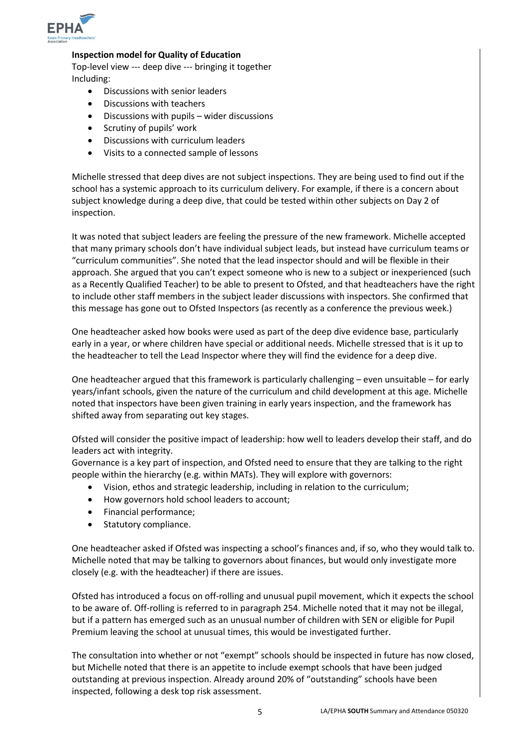**Inspection model for Quality of Education**

Top-level view --- deep dive --- bringing it together

Including:

- Discussions with senior leaders
- Discussions with teachers
- Discussions with pupils – wider discussions
- Scrutiny of pupils' work
- Discussions with curriculum leaders
- Visits to a connected sample of lessons

Michelle stressed that deep dives are not subject inspections. They are being used to find out if the school has a systemic approach to its curriculum delivery. For example, if there is a concern about subject knowledge during a deep dive, that could be tested within other subjects on Day 2 of inspection.

It was noted that subject leaders are feeling the pressure of the new framework. Michelle accepted that many primary schools don't have individual subject leads, but instead have curriculum teams or "curriculum communities". She noted that the lead inspector should and will be flexible in their approach. She argued that you can't expect someone who is new to a subject or inexperienced (such as a Recently Qualified Teacher) to be able to present to Ofsted, and that headteachers have the right to include other staff members in the subject leader discussions with inspectors. She confirmed that this message has gone out to Ofsted Inspectors (as recently as a conference the previous week.)

One headteacher asked how books were used as part of the deep dive evidence base, particularly early in a year, or where children have special or additional needs. Michelle stressed that is it up to the headteacher to tell the Lead Inspector where they will find the evidence for a deep dive.

One headteacher argued that this framework is particularly challenging – even unsuitable – for early years/infant schools, given the nature of the curriculum and child development at this age. Michelle noted that inspectors have been given training in early years inspection, and the framework has shifted away from separating out key stages.

Ofsted will consider the positive impact of leadership: how well to leaders develop their staff, and do leaders act with integrity.

Governance is a key part of inspection, and Ofsted need to ensure that they are talking to the right people within the hierarchy (e.g. within MATs). They will explore with governors:

- Vision, ethos and strategic leadership, including in relation to the curriculum;
- How governors hold school leaders to account;
- Financial performance;
- Statutory compliance.

One headteacher asked if Ofsted was inspecting a school's finances and, if so, who they would talk to. Michelle noted that may be talking to governors about finances, but would only investigate more closely (e.g. with the headteacher) if there are issues.

Ofsted has introduced a focus on off-rolling and unusual pupil movement, which it expects the school to be aware of. Off-rolling is referred to in paragraph 254. Michelle noted that it may not be illegal, but if a pattern has emerged such as an unusual number of children with SEN or eligible for Pupil Premium leaving the school at unusual times, this would be investigated further.

The consultation into whether or not "exempt" schools should be inspected in future has now closed, but Michelle noted that there is an appetite to include exempt schools that have been judged outstanding at previous inspection. Already around 20% of "outstanding" schools have been inspected, following a desk top risk assessment.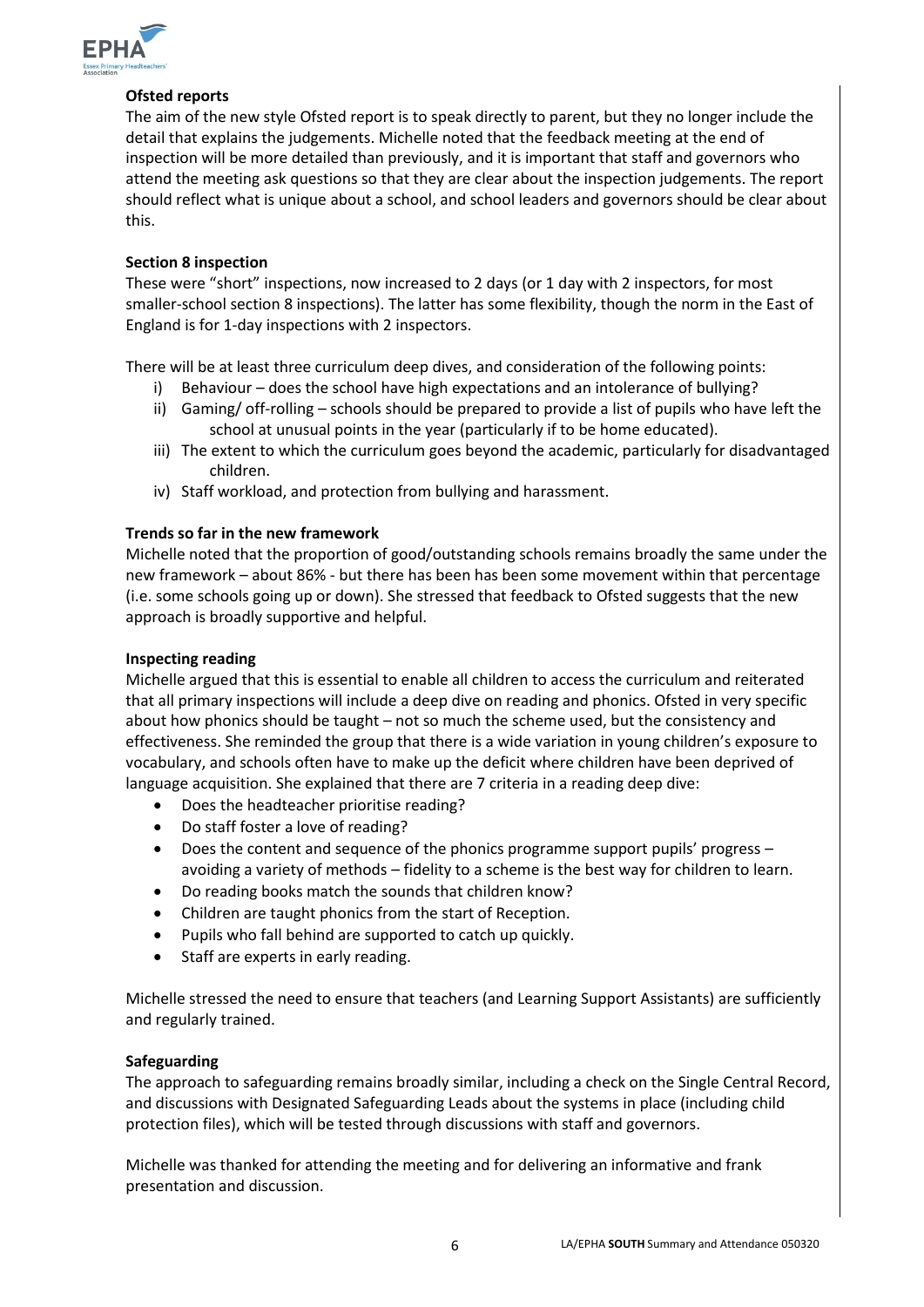**Ofsted reports**

The aim of the new style Ofsted report is to speak directly to parent, but they no longer include the detail that explains the judgements. Michelle noted that the feedback meeting at the end of inspection will be more detailed than previously, and it is important that staff and governors who attend the meeting ask questions so that they are clear about the inspection judgements. The report should reflect what is unique about a school, and school leaders and governors should be clear about this.

**Section 8 inspection**

These were "short" inspections, now increased to 2 days (or 1 day with 2 inspectors, for most smaller-school section 8 inspections). The latter has some flexibility, though the norm in the East of England is for 1-day inspections with 2 inspectors.

There will be at least three curriculum deep dives, and consideration of the following points:

i) Behaviour – does the school have high expectations and an intolerance of bullying?
ii) Gaming/ off-rolling – schools should be prepared to provide a list of pupils who have left the school at unusual points in the year (particularly if to be home educated).
iii) The extent to which the curriculum goes beyond the academic, particularly for disadvantaged children.
iv) Staff workload, and protection from bullying and harassment.

**Trends so far in the new framework**

Michelle noted that the proportion of good/outstanding schools remains broadly the same under the new framework – about 86% - but there has been has been some movement within that percentage (i.e. some schools going up or down). She stressed that feedback to Ofsted suggests that the new approach is broadly supportive and helpful.

**Inspecting reading**

Michelle argued that this is essential to enable all children to access the curriculum and reiterated that all primary inspections will include a deep dive on reading and phonics. Ofsted in very specific about how phonics should be taught – not so much the scheme used, but the consistency and effectiveness. She reminded the group that there is a wide variation in young children's exposure to vocabulary, and schools often have to make up the deficit where children have been deprived of language acquisition. She explained that there are 7 criteria in a reading deep dive:

- Does the headteacher prioritise reading?
- Do staff foster a love of reading?
- Does the content and sequence of the phonics programme support pupils' progress – avoiding a variety of methods – fidelity to a scheme is the best way for children to learn.
- Do reading books match the sounds that children know?
- Children are taught phonics from the start of Reception.
- Pupils who fall behind are supported to catch up quickly.
- Staff are experts in early reading.

Michelle stressed the need to ensure that teachers (and Learning Support Assistants) are sufficiently and regularly trained.

**Safeguarding**

The approach to safeguarding remains broadly similar, including a check on the Single Central Record, and discussions with Designated Safeguarding Leads about the systems in place (including child protection files), which will be tested through discussions with staff and governors.

Michelle was thanked for attending the meeting and for delivering an informative and frank presentation and discussion.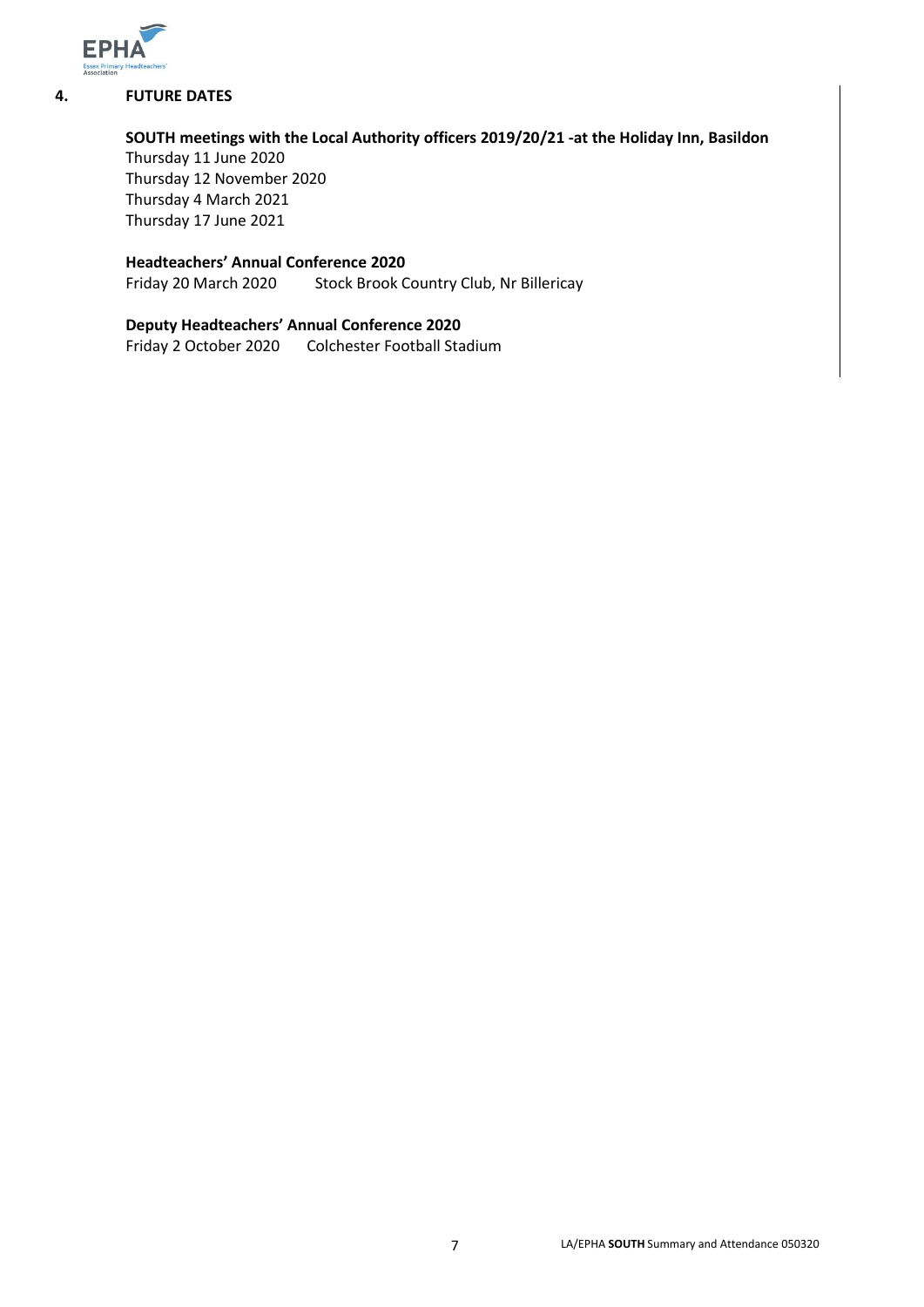## 4. FUTURE DATES

**SOUTH meetings with the Local Authority officers 2019/20/21 -at the Holiday Inn, Basildon**

Thursday 11 June 2020
Thursday 12 November 2020
Thursday 4 March 2021
Thursday 17 June 2021

**Headteachers' Annual Conference 2020**

Friday 20 March 2020 Stock Brook Country Club, Nr Billericay

**Deputy Headteachers' Annual Conference 2020**

Friday 2 October 2020 Colchester Football Stadium